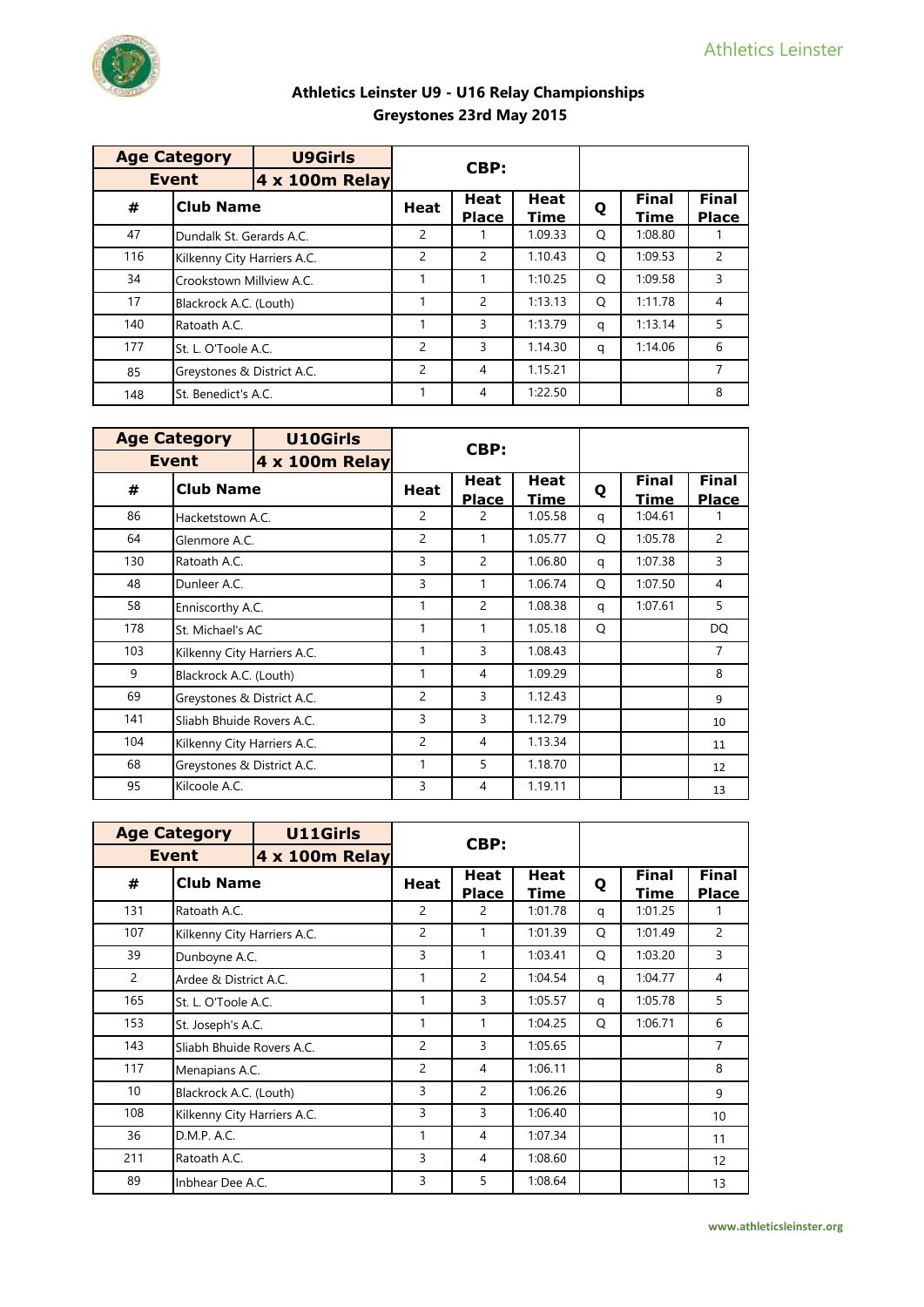# Athletics Leinster U9 - U16 Relay Championships

## Greystones 23rd May 2015

| Age Category | U9Girls | CBP: | | | | | |
|---|---|---|---|---|---|---|---|
| Event | 4 x 100m Relay | | | | | | |
| # | Club Name | Heat | Heat Place | Heat Time | Q | Final Time | Final Place |
| 47 | Dundalk St. Gerards A.C. | 2 | 1 | 1.09.33 | Q | 1:08.80 | 1 |
| 116 | Kilkenny City Harriers A.C. | 2 | 2 | 1.10.43 | Q | 1:09.53 | 2 |
| 34 | Crookstown Millview A.C. | 1 | 1 | 1:10.25 | Q | 1:09.58 | 3 |
| 17 | Blackrock A.C. (Louth) | 1 | 2 | 1:13.13 | Q | 1:11.78 | 4 |
| 140 | Ratoath A.C. | 1 | 3 | 1:13.79 | q | 1:13.14 | 5 |
| 177 | St. L. O'Toole A.C. | 2 | 3 | 1.14.30 | q | 1:14.06 | 6 |
| 85 | Greystones & District A.C. | 2 | 4 | 1.15.21 | | | 7 |
| 148 | St. Benedict's A.C. | 1 | 4 | 1:22.50 | | | 8 |

| Age Category | U10Girls | CBP: | | | | | |
|---|---|---|---|---|---|---|---|
| Event | 4 x 100m Relay | | | | | | |
| # | Club Name | Heat | Heat Place | Heat Time | Q | Final Time | Final Place |
| 86 | Hacketstown A.C. | 2 | 2 | 1.05.58 | q | 1:04.61 | 1 |
| 64 | Glenmore A.C. | 2 | 1 | 1.05.77 | Q | 1:05.78 | 2 |
| 130 | Ratoath A.C. | 3 | 2 | 1.06.80 | q | 1:07.38 | 3 |
| 48 | Dunleer A.C. | 3 | 1 | 1.06.74 | Q | 1:07.50 | 4 |
| 58 | Enniscorthy A.C. | 1 | 2 | 1.08.38 | q | 1:07.61 | 5 |
| 178 | St. Michael's AC | 1 | 1 | 1.05.18 | Q | | DQ |
| 103 | Kilkenny City Harriers A.C. | 1 | 3 | 1.08.43 | | | 7 |
| 9 | Blackrock A.C. (Louth) | 1 | 4 | 1.09.29 | | | 8 |
| 69 | Greystones & District A.C. | 2 | 3 | 1.12.43 | | | 9 |
| 141 | Sliabh Bhuide Rovers A.C. | 3 | 3 | 1.12.79 | | | 10 |
| 104 | Kilkenny City Harriers A.C. | 2 | 4 | 1.13.34 | | | 11 |
| 68 | Greystones & District A.C. | 1 | 5 | 1.18.70 | | | 12 |
| 95 | Kilcoole A.C. | 3 | 4 | 1.19.11 | | | 13 |

| Age Category | U11Girls | CBP: | | | | | |
|---|---|---|---|---|---|---|---|
| Event | 4 x 100m Relay | | | | | | |
| # | Club Name | Heat | Heat Place | Heat Time | Q | Final Time | Final Place |
| 131 | Ratoath A.C. | 2 | 2 | 1:01.78 | q | 1:01.25 | 1 |
| 107 | Kilkenny City Harriers A.C. | 2 | 1 | 1:01.39 | Q | 1:01.49 | 2 |
| 39 | Dunboyne A.C. | 3 | 1 | 1:03.41 | Q | 1:03.20 | 3 |
| 2 | Ardee & District A.C. | 1 | 2 | 1:04.54 | q | 1:04.77 | 4 |
| 165 | St. L. O'Toole A.C. | 1 | 3 | 1:05.57 | q | 1:05.78 | 5 |
| 153 | St. Joseph's A.C. | 1 | 1 | 1:04.25 | Q | 1:06.71 | 6 |
| 143 | Sliabh Bhuide Rovers A.C. | 2 | 3 | 1:05.65 | | | 7 |
| 117 | Menapians A.C. | 2 | 4 | 1:06.11 | | | 8 |
| 10 | Blackrock A.C. (Louth) | 3 | 2 | 1:06.26 | | | 9 |
| 108 | Kilkenny City Harriers A.C. | 3 | 3 | 1:06.40 | | | 10 |
| 36 | D.M.P. A.C. | 1 | 4 | 1:07.34 | | | 11 |
| 211 | Ratoath A.C. | 3 | 4 | 1:08.60 | | | 12 |
| 89 | Inbhear Dee A.C. | 3 | 5 | 1:08.64 | | | 13 |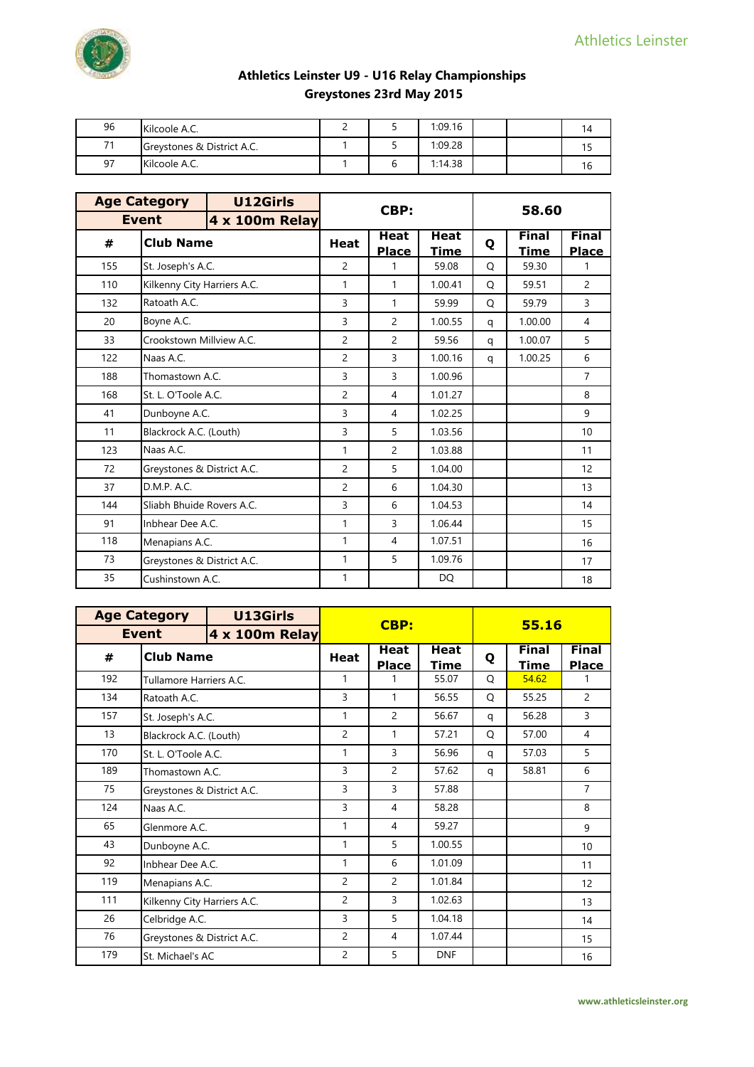## Athletics Leinster U9 - U16 Relay Championships
## Greystones 23rd May 2015

| | | | | | | | |
|---|---|---|---|---|---|---|---|
| 96 | Kilcoole A.C. | 2 | 5 | 1:09.16 | | | 14 |
| 71 | Greystones & District A.C. | 1 | 5 | 1:09.28 | | | 15 |
| 97 | Kilcoole A.C. | 1 | 6 | 1:14.38 | | | 16 |

| Age Category | U12Girls | CBP: | | | 58.60 | | |
|---|---|---|---|---|---|---|---|
| Event | 4 x 100m Relay | | | | | | |
| # | Club Name | Heat | Heat Place | Heat Time | Q | Final Time | Final Place |
| 155 | St. Joseph's A.C. | 2 | 1 | 59.08 | Q | 59.30 | 1 |
| 110 | Kilkenny City Harriers A.C. | 1 | 1 | 1.00.41 | Q | 59.51 | 2 |
| 132 | Ratoath A.C. | 3 | 1 | 59.99 | Q | 59.79 | 3 |
| 20 | Boyne A.C. | 3 | 2 | 1.00.55 | q | 1.00.00 | 4 |
| 33 | Crookstown Millview A.C. | 2 | 2 | 59.56 | q | 1.00.07 | 5 |
| 122 | Naas A.C. | 2 | 3 | 1.00.16 | q | 1.00.25 | 6 |
| 188 | Thomastown A.C. | 3 | 3 | 1.00.96 | | | 7 |
| 168 | St. L. O'Toole A.C. | 2 | 4 | 1.01.27 | | | 8 |
| 41 | Dunboyne A.C. | 3 | 4 | 1.02.25 | | | 9 |
| 11 | Blackrock A.C. (Louth) | 3 | 5 | 1.03.56 | | | 10 |
| 123 | Naas A.C. | 1 | 2 | 1.03.88 | | | 11 |
| 72 | Greystones & District A.C. | 2 | 5 | 1.04.00 | | | 12 |
| 37 | D.M.P. A.C. | 2 | 6 | 1.04.30 | | | 13 |
| 144 | Sliabh Bhuide Rovers A.C. | 3 | 6 | 1.04.53 | | | 14 |
| 91 | Inbhear Dee A.C. | 1 | 3 | 1.06.44 | | | 15 |
| 118 | Menapians A.C. | 1 | 4 | 1.07.51 | | | 16 |
| 73 | Greystones & District A.C. | 1 | 5 | 1.09.76 | | | 17 |
| 35 | Cushinstown A.C. | 1 | | DQ | | | 18 |

| Age Category | U13Girls | CBP: | | | 55.16 | | |
|---|---|---|---|---|---|---|---|
| Event | 4 x 100m Relay | | | | | | |
| # | Club Name | Heat | Heat Place | Heat Time | Q | Final Time | Final Place |
| 192 | Tullamore Harriers A.C. | 1 | 1 | 55.07 | Q | 54.62 | 1 |
| 134 | Ratoath A.C. | 3 | 1 | 56.55 | Q | 55.25 | 2 |
| 157 | St. Joseph's A.C. | 1 | 2 | 56.67 | q | 56.28 | 3 |
| 13 | Blackrock A.C. (Louth) | 2 | 1 | 57.21 | Q | 57.00 | 4 |
| 170 | St. L. O'Toole A.C. | 1 | 3 | 56.96 | q | 57.03 | 5 |
| 189 | Thomastown A.C. | 3 | 2 | 57.62 | q | 58.81 | 6 |
| 75 | Greystones & District A.C. | 3 | 3 | 57.88 | | | 7 |
| 124 | Naas A.C. | 3 | 4 | 58.28 | | | 8 |
| 65 | Glenmore A.C. | 1 | 4 | 59.27 | | | 9 |
| 43 | Dunboyne A.C. | 1 | 5 | 1.00.55 | | | 10 |
| 92 | Inbhear Dee A.C. | 1 | 6 | 1.01.09 | | | 11 |
| 119 | Menapians A.C. | 2 | 2 | 1.01.84 | | | 12 |
| 111 | Kilkenny City Harriers A.C. | 2 | 3 | 1.02.63 | | | 13 |
| 26 | Celbridge A.C. | 3 | 5 | 1.04.18 | | | 14 |
| 76 | Greystones & District A.C. | 2 | 4 | 1.07.44 | | | 15 |
| 179 | St. Michael's AC | 2 | 5 | DNF | | | 16 |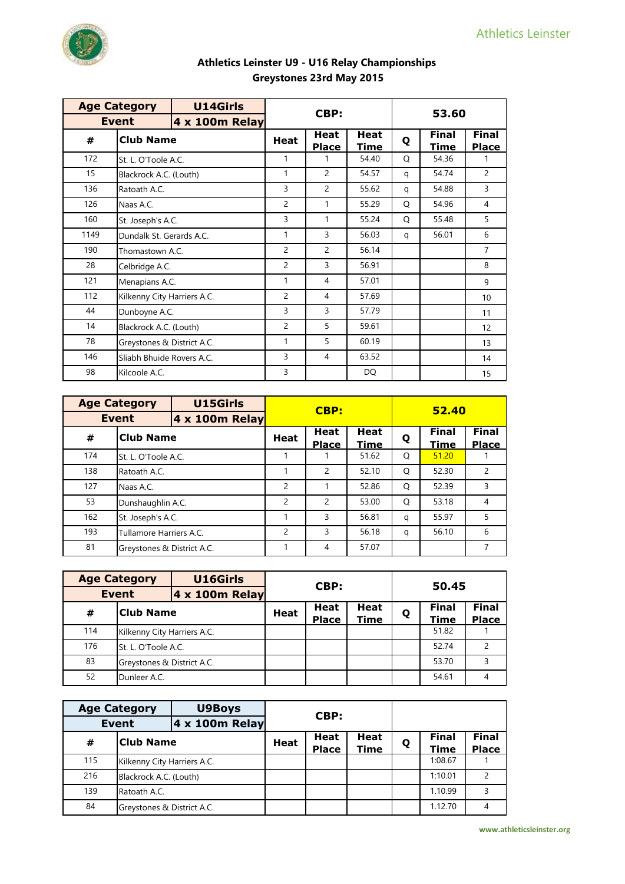Athletics Leinster

# Athletics Leinster U9 - U16 Relay Championships
## Greystones 23rd May 2015

| Age Category | U14Girls | CBP: | | | 53.60 | |
|---|---|---|---|---|---|---|
| **Event** | **4 x 100m Relay** | | | | | |
| **#** | **Club Name** | **Heat** | **Heat Place** | **Heat Time** | **Q** | **Final Time** | **Final Place** |
| 172 | St. L. O'Toole A.C. | 1 | 1 | 54.40 | Q | 54.36 | 1 |
| 15 | Blackrock A.C. (Louth) | 1 | 2 | 54.57 | q | 54.74 | 2 |
| 136 | Ratoath A.C. | 3 | 2 | 55.62 | q | 54.88 | 3 |
| 126 | Naas A.C. | 2 | 1 | 55.29 | Q | 54.96 | 4 |
| 160 | St. Joseph's A.C. | 3 | 1 | 55.24 | Q | 55.48 | 5 |
| 1149 | Dundalk St. Gerards A.C. | 1 | 3 | 56.03 | q | 56.01 | 6 |
| 190 | Thomastown A.C. | 2 | 2 | 56.14 | | | 7 |
| 28 | Celbridge A.C. | 2 | 3 | 56.91 | | | 8 |
| 121 | Menapians A.C. | 1 | 4 | 57.01 | | | 9 |
| 112 | Kilkenny City Harriers A.C. | 2 | 4 | 57.69 | | | 10 |
| 44 | Dunboyne A.C. | 3 | 3 | 57.79 | | | 11 |
| 14 | Blackrock A.C. (Louth) | 2 | 5 | 59.61 | | | 12 |
| 78 | Greystones & District A.C. | 1 | 5 | 60.19 | | | 13 |
| 146 | Sliabh Bhuide Rovers A.C. | 3 | 4 | 63.52 | | | 14 |
| 98 | Kilcoole A.C. | 3 | | DQ | | | 15 |

| Age Category | U15Girls | CBP: | | | 52.40 | | |
|---|---|---|---|---|---|---|---|
| **Event** | **4 x 100m Relay** | | | | | | |
| **#** | **Club Name** | **Heat** | **Heat Place** | **Heat Time** | **Q** | **Final Time** | **Final Place** |
| 174 | St. L. O'Toole A.C. | 1 | 1 | 51.62 | Q | 51.20 | 1 |
| 138 | Ratoath A.C. | 1 | 2 | 52.10 | Q | 52.30 | 2 |
| 127 | Naas A.C. | 2 | 1 | 52.86 | Q | 52.39 | 3 |
| 53 | Dunshaughlin A.C. | 2 | 2 | 53.00 | Q | 53.18 | 4 |
| 162 | St. Joseph's A.C. | 1 | 3 | 56.81 | q | 55.97 | 5 |
| 193 | Tullamore Harriers A.C. | 2 | 3 | 56.18 | q | 56.10 | 6 |
| 81 | Greystones & District A.C. | 1 | 4 | 57.07 | | | 7 |

| Age Category | U16Girls | CBP: | | | 50.45 | | |
|---|---|---|---|---|---|---|---|
| **Event** | **4 x 100m Relay** | | | | | | |
| **#** | **Club Name** | **Heat** | **Heat Place** | **Heat Time** | **Q** | **Final Time** | **Final Place** |
| 114 | Kilkenny City Harriers A.C. | | | | | 51.82 | 1 |
| 176 | St. L. O'Toole A.C. | | | | | 52.74 | 2 |
| 83 | Greystones & District A.C. | | | | | 53.70 | 3 |
| 52 | Dunleer A.C. | | | | | 54.61 | 4 |

| Age Category | U9Boys | CBP: | | | | | |
|---|---|---|---|---|---|---|---|
| **Event** | **4 x 100m Relay** | | | | | | |
| **#** | **Club Name** | **Heat** | **Heat Place** | **Heat Time** | **Q** | **Final Time** | **Final Place** |
| 115 | Kilkenny City Harriers A.C. | | | | | 1:08.67 | 1 |
| 216 | Blackrock A.C. (Louth) | | | | | 1:10.01 | 2 |
| 139 | Ratoath A.C. | | | | | 1.10.99 | 3 |
| 84 | Greystones & District A.C. | | | | | 1.12.70 | 4 |

www.athleticsleinster.org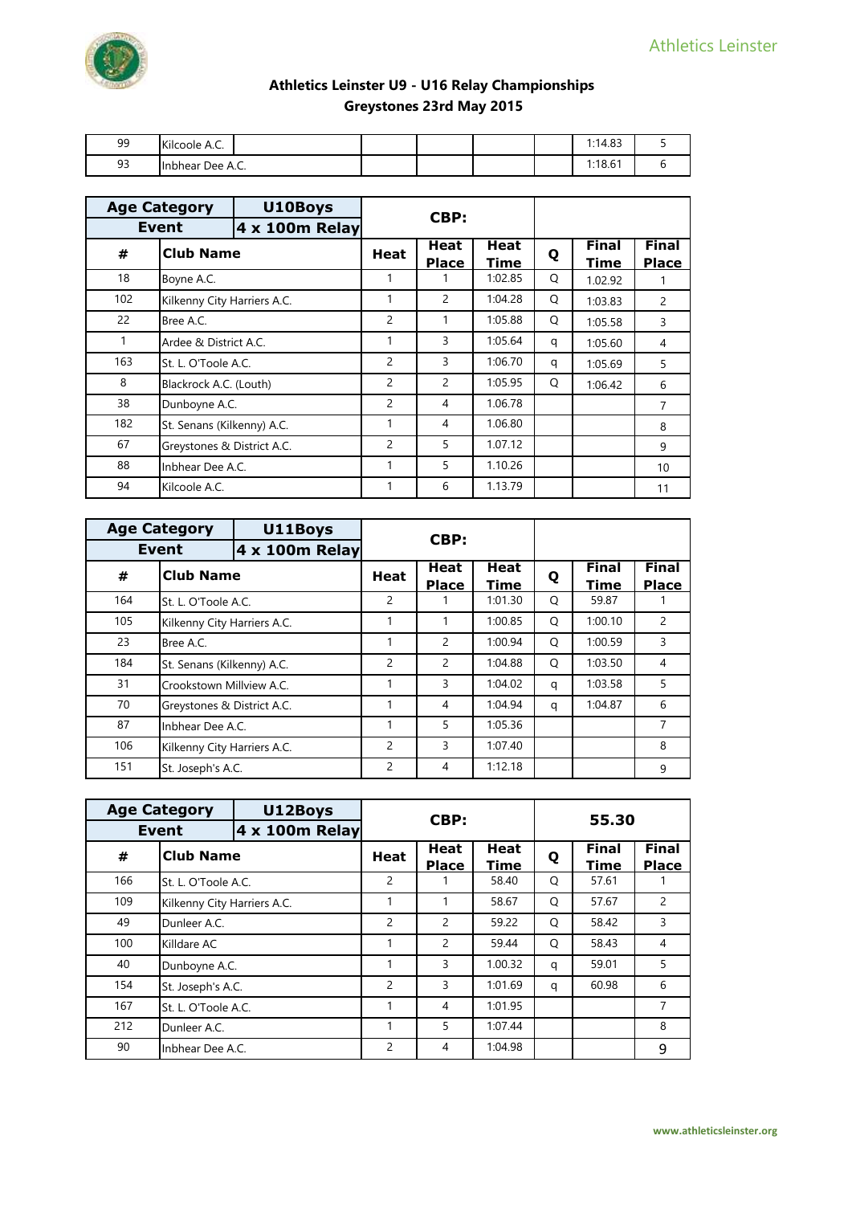## Athletics Leinster U9 - U16 Relay Championships
## Greystones 23rd May 2015

| # | Club Name | Heat | Heat Place | Heat Time | Q | Final Time | Final Place |
|---|---|---|---|---|---|---|---|
| 99 | Kilcoole A.C. | | | | | 1:14.83 | 5 |
| 93 | Inbhear Dee A.C. | | | | | 1:18.61 | 6 |

| Age Category | U10Boys | CBP: | | | | | |
|---|---|---|---|---|---|---|---|
| Event | 4 x 100m Relay | | | | | | |
| # | Club Name | Heat | Heat Place | Heat Time | Q | Final Time | Final Place |
| 18 | Boyne A.C. | 1 | 1 | 1:02.85 | Q | 1.02.92 | 1 |
| 102 | Kilkenny City Harriers A.C. | 1 | 2 | 1:04.28 | Q | 1:03.83 | 2 |
| 22 | Bree A.C. | 2 | 1 | 1:05.88 | Q | 1:05.58 | 3 |
| 1 | Ardee & District A.C. | 1 | 3 | 1:05.64 | q | 1:05.60 | 4 |
| 163 | St. L. O'Toole A.C. | 2 | 3 | 1:06.70 | q | 1:05.69 | 5 |
| 8 | Blackrock A.C. (Louth) | 2 | 2 | 1:05.95 | Q | 1:06.42 | 6 |
| 38 | Dunboyne A.C. | 2 | 4 | 1.06.78 | | | 7 |
| 182 | St. Senans (Kilkenny) A.C. | 1 | 4 | 1.06.80 | | | 8 |
| 67 | Greystones & District A.C. | 2 | 5 | 1.07.12 | | | 9 |
| 88 | Inbhear Dee A.C. | 1 | 5 | 1.10.26 | | | 10 |
| 94 | Kilcoole A.C. | 1 | 6 | 1.13.79 | | | 11 |

| Age Category | U11Boys | CBP: | | | | | |
|---|---|---|---|---|---|---|---|
| Event | 4 x 100m Relay | | | | | | |
| # | Club Name | Heat | Heat Place | Heat Time | Q | Final Time | Final Place |
| 164 | St. L. O'Toole A.C. | 2 | 1 | 1:01.30 | Q | 59.87 | 1 |
| 105 | Kilkenny City Harriers A.C. | 1 | 1 | 1:00.85 | Q | 1:00.10 | 2 |
| 23 | Bree A.C. | 1 | 2 | 1:00.94 | Q | 1:00.59 | 3 |
| 184 | St. Senans (Kilkenny) A.C. | 2 | 2 | 1:04.88 | Q | 1:03.50 | 4 |
| 31 | Crookstown Millview A.C. | 1 | 3 | 1:04.02 | q | 1:03.58 | 5 |
| 70 | Greystones & District A.C. | 1 | 4 | 1:04.94 | q | 1:04.87 | 6 |
| 87 | Inbhear Dee A.C. | 1 | 5 | 1:05.36 | | | 7 |
| 106 | Kilkenny City Harriers A.C. | 2 | 3 | 1:07.40 | | | 8 |
| 151 | St. Joseph's A.C. | 2 | 4 | 1:12.18 | | | 9 |

| Age Category | U12Boys | CBP: | | | 55.30 | | |
|---|---|---|---|---|---|---|---|
| Event | 4 x 100m Relay | | | | | | |
| # | Club Name | Heat | Heat Place | Heat Time | Q | Final Time | Final Place |
| 166 | St. L. O'Toole A.C. | 2 | 1 | 58.40 | Q | 57.61 | 1 |
| 109 | Kilkenny City Harriers A.C. | 1 | 1 | 58.67 | Q | 57.67 | 2 |
| 49 | Dunleer A.C. | 2 | 2 | 59.22 | Q | 58.42 | 3 |
| 100 | Killdare AC | 1 | 2 | 59.44 | Q | 58.43 | 4 |
| 40 | Dunboyne A.C. | 1 | 3 | 1.00.32 | q | 59.01 | 5 |
| 154 | St. Joseph's A.C. | 2 | 3 | 1:01.69 | q | 60.98 | 6 |
| 167 | St. L. O'Toole A.C. | 1 | 4 | 1:01.95 | | | 7 |
| 212 | Dunleer A.C. | 1 | 5 | 1:07.44 | | | 8 |
| 90 | Inbhear Dee A.C. | 2 | 4 | 1:04.98 | | | 9 |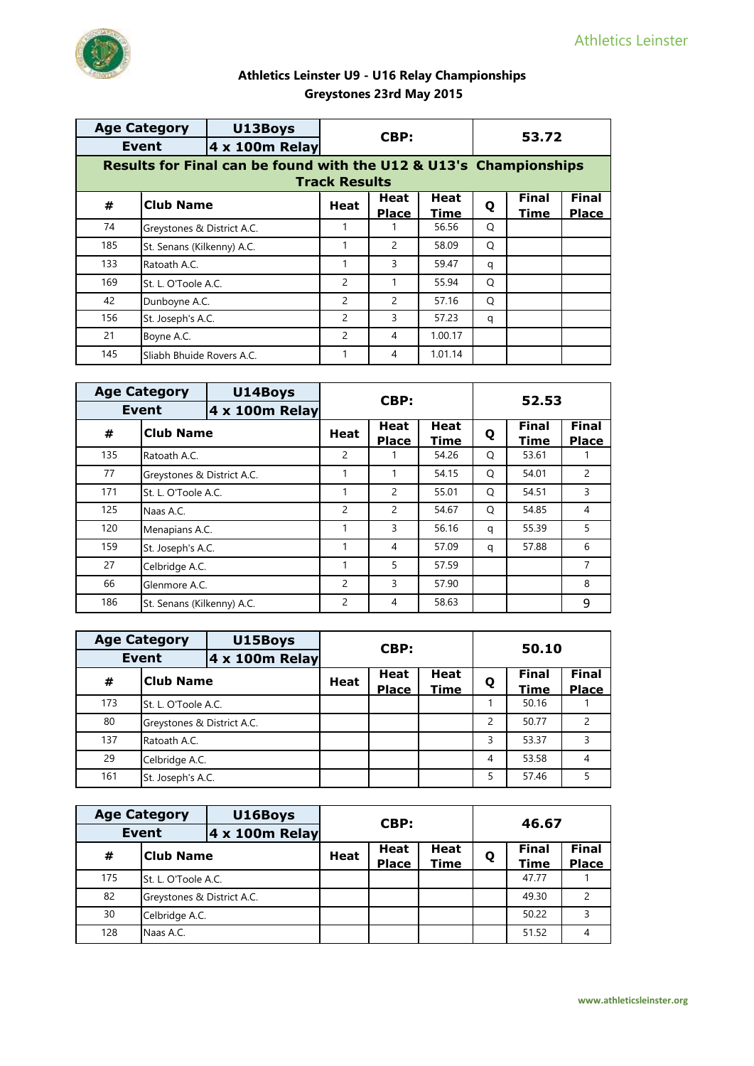Athletics Leinster

## Athletics Leinster U9 - U16 Relay Championships
## Greystones 23rd May 2015

| Age Category | U13Boys | CBP: | | | 53.72 | |
|---|---|---|---|---|---|---|
| Event | 4 x 100m Relay | | | | | |

**Results for Final can be found with the U12 & U13's Championships Track Results**

| # | Club Name | Heat | Heat Place | Heat Time | Q | Final Time | Final Place |
|---|---|---|---|---|---|---|---|
| 74 | Greystones & District A.C. | 1 | 1 | 56.56 | Q | | |
| 185 | St. Senans (Kilkenny) A.C. | 1 | 2 | 58.09 | Q | | |
| 133 | Ratoath A.C. | 1 | 3 | 59.47 | q | | |
| 169 | St. L. O'Toole A.C. | 2 | 1 | 55.94 | Q | | |
| 42 | Dunboyne A.C. | 2 | 2 | 57.16 | Q | | |
| 156 | St. Joseph's A.C. | 2 | 3 | 57.23 | q | | |
| 21 | Boyne A.C. | 2 | 4 | 1.00.17 | | | |
| 145 | Sliabh Bhuide Rovers A.C. | 1 | 4 | 1.01.14 | | | |

| Age Category | U14Boys | CBP: | | | 52.53 | | |
|---|---|---|---|---|---|---|---|
| Event | 4 x 100m Relay | | | | | | |
| # | Club Name | Heat | Heat Place | Heat Time | Q | Final Time | Final Place |
| 135 | Ratoath A.C. | 2 | 1 | 54.26 | Q | 53.61 | 1 |
| 77 | Greystones & District A.C. | 1 | 1 | 54.15 | Q | 54.01 | 2 |
| 171 | St. L. O'Toole A.C. | 1 | 2 | 55.01 | Q | 54.51 | 3 |
| 125 | Naas A.C. | 2 | 2 | 54.67 | Q | 54.85 | 4 |
| 120 | Menapians A.C. | 1 | 3 | 56.16 | q | 55.39 | 5 |
| 159 | St. Joseph's A.C. | 1 | 4 | 57.09 | q | 57.88 | 6 |
| 27 | Celbridge A.C. | 1 | 5 | 57.59 | | | 7 |
| 66 | Glenmore A.C. | 2 | 3 | 57.90 | | | 8 |
| 186 | St. Senans (Kilkenny) A.C. | 2 | 4 | 58.63 | | | 9 |

| Age Category | U15Boys | CBP: | | | 50.10 | | |
|---|---|---|---|---|---|---|---|
| Event | 4 x 100m Relay | | | | | | |
| # | Club Name | Heat | Heat Place | Heat Time | Q | Final Time | Final Place |
| 173 | St. L. O'Toole A.C. | | | | 1 | 50.16 | 1 |
| 80 | Greystones & District A.C. | | | | 2 | 50.77 | 2 |
| 137 | Ratoath A.C. | | | | 3 | 53.37 | 3 |
| 29 | Celbridge A.C. | | | | 4 | 53.58 | 4 |
| 161 | St. Joseph's A.C. | | | | 5 | 57.46 | 5 |

| Age Category | U16Boys | CBP: | | | 46.67 | | |
|---|---|---|---|---|---|---|---|
| Event | 4 x 100m Relay | | | | | | |
| # | Club Name | Heat | Heat Place | Heat Time | Q | Final Time | Final Place |
| 175 | St. L. O'Toole A.C. | | | | | 47.77 | 1 |
| 82 | Greystones & District A.C. | | | | | 49.30 | 2 |
| 30 | Celbridge A.C. | | | | | 50.22 | 3 |
| 128 | Naas A.C. | | | | | 51.52 | 4 |

www.athleticsleinster.org